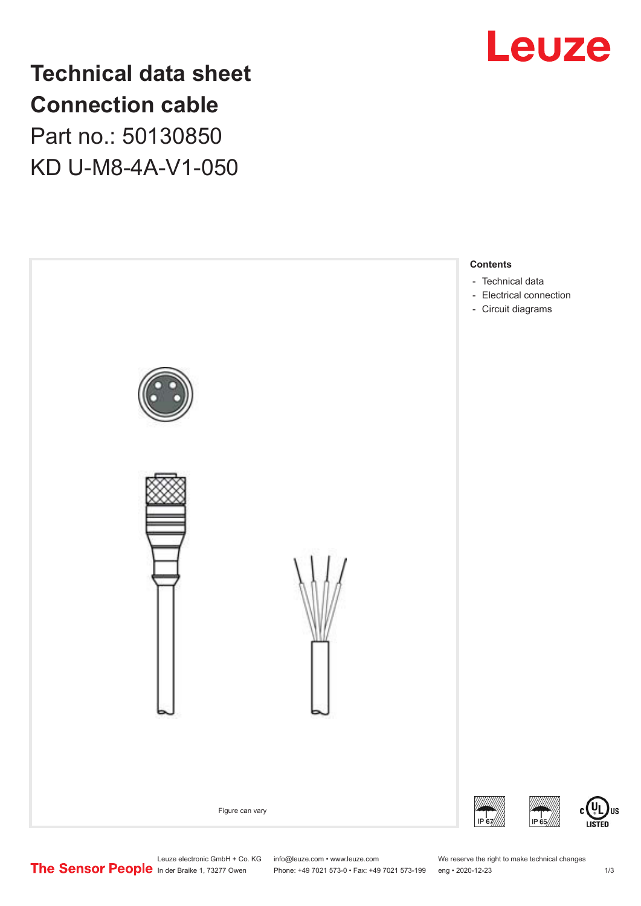# Technical data sheet
# Connection cable

Part no.: 50130850

KD U-M8-4A-V1-050

Figure can vary

**Contents**

- Technical data
- Electrical connection
- Circuit diagrams

Leuze electronic GmbH + Co. KG
In der Braike 1, 73277 Owen

info@leuze.com • www.leuze.com
Phone: +49 7021 573-0 • Fax: +49 7021 573-199

We reserve the right to make technical changes
eng • 2020-12-23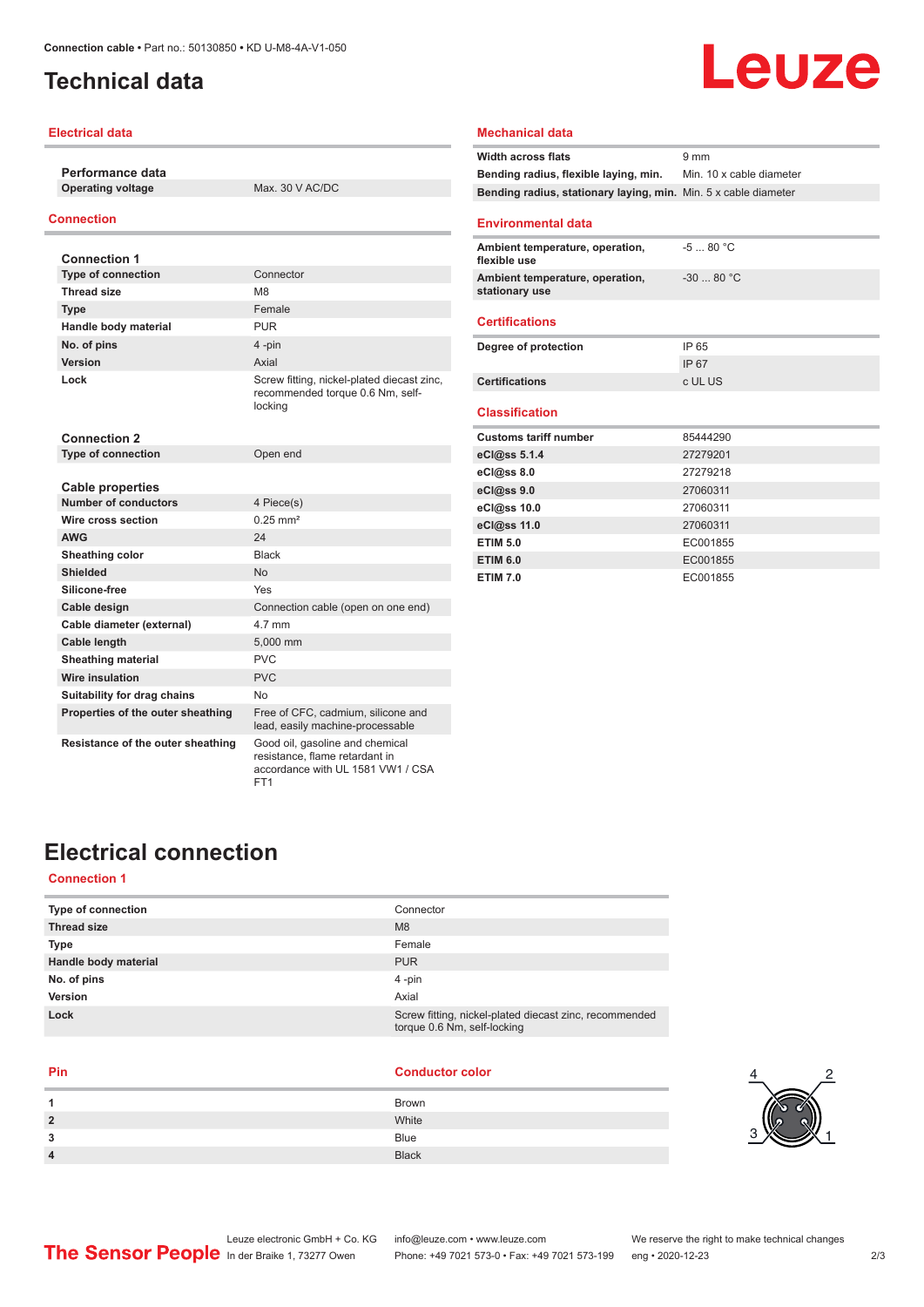# Technical data

## Electrical data

| Performance data | |
|---|---|
| **Operating voltage** | Max. 30 V AC/DC |

## Connection

| Connection 1 | |
|---|---|
| **Type of connection** | Connector |
| **Thread size** | M8 |
| **Type** | Female |
| **Handle body material** | PUR |
| **No. of pins** | 4 -pin |
| **Version** | Axial |
| **Lock** | Screw fitting, nickel-plated diecast zinc, recommended torque 0.6 Nm, self-locking |

| Connection 2 | |
|---|---|
| **Type of connection** | Open end |

| Cable properties | |
|---|---|
| **Number of conductors** | 4 Piece(s) |
| **Wire cross section** | 0.25 mm² |
| **AWG** | 24 |
| **Sheathing color** | Black |
| **Shielded** | No |
| **Silicone-free** | Yes |
| **Cable design** | Connection cable (open on one end) |
| **Cable diameter (external)** | 4.7 mm |
| **Cable length** | 5,000 mm |
| **Sheathing material** | PVC |
| **Wire insulation** | PVC |
| **Suitability for drag chains** | No |
| **Properties of the outer sheathing** | Free of CFC, cadmium, silicone and lead, easily machine-processable |
| **Resistance of the outer sheathing** | Good oil, gasoline and chemical resistance, flame retardant in accordance with UL 1581 VW1 / CSA FT1 |

## Mechanical data

| | |
|---|---|
| **Width across flats** | 9 mm |
| **Bending radius, flexible laying, min.** | Min. 10 x cable diameter |
| **Bending radius, stationary laying, min.** | Min. 5 x cable diameter |

## Environmental data

| | |
|---|---|
| **Ambient temperature, operation, flexible use** | -5 ... 80 °C |
| **Ambient temperature, operation, stationary use** | -30 ... 80 °C |

## Certifications

| | |
|---|---|
| **Degree of protection** | IP 65 |
| | IP 67 |
| **Certifications** | c UL US |

## Classification

| | |
|---|---|
| **Customs tariff number** | 85444290 |
| **eCl@ss 5.1.4** | 27279201 |
| **eCl@ss 8.0** | 27279218 |
| **eCl@ss 9.0** | 27060311 |
| **eCl@ss 10.0** | 27060311 |
| **eCl@ss 11.0** | 27060311 |
| **ETIM 5.0** | EC001855 |
| **ETIM 6.0** | EC001855 |
| **ETIM 7.0** | EC001855 |

# Electrical connection

## Connection 1

| | |
|---|---|
| **Type of connection** | Connector |
| **Thread size** | M8 |
| **Type** | Female |
| **Handle body material** | PUR |
| **No. of pins** | 4 -pin |
| **Version** | Axial |
| **Lock** | Screw fitting, nickel-plated diecast zinc, recommended torque 0.6 Nm, self-locking |

| Pin | Conductor color |
|---|---|
| **1** | Brown |
| **2** | White |
| **3** | Blue |
| **4** | Black |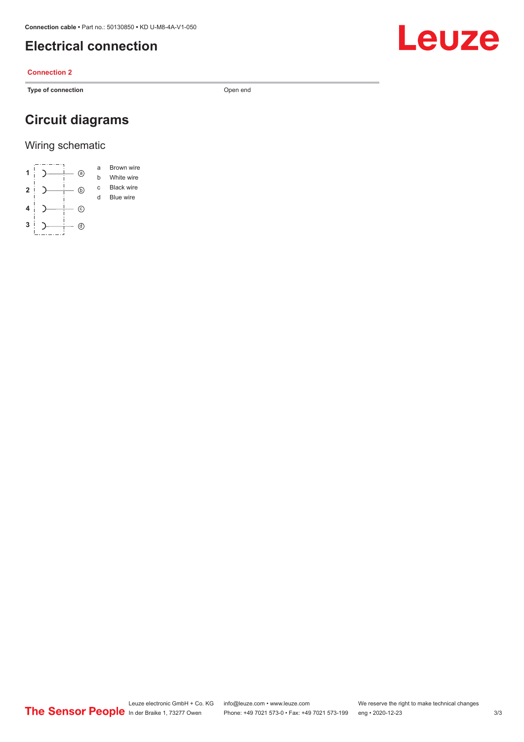# Electrical connection

**Connection 2**

| | |
|---|---|
| **Type of connection** | Open end |

# Circuit diagrams

## Wiring schematic

1 a
2 b
4 c
3 d

| | |
|---|---|
| a | Brown wire |
| b | White wire |
| c | Black wire |
| d | Blue wire |